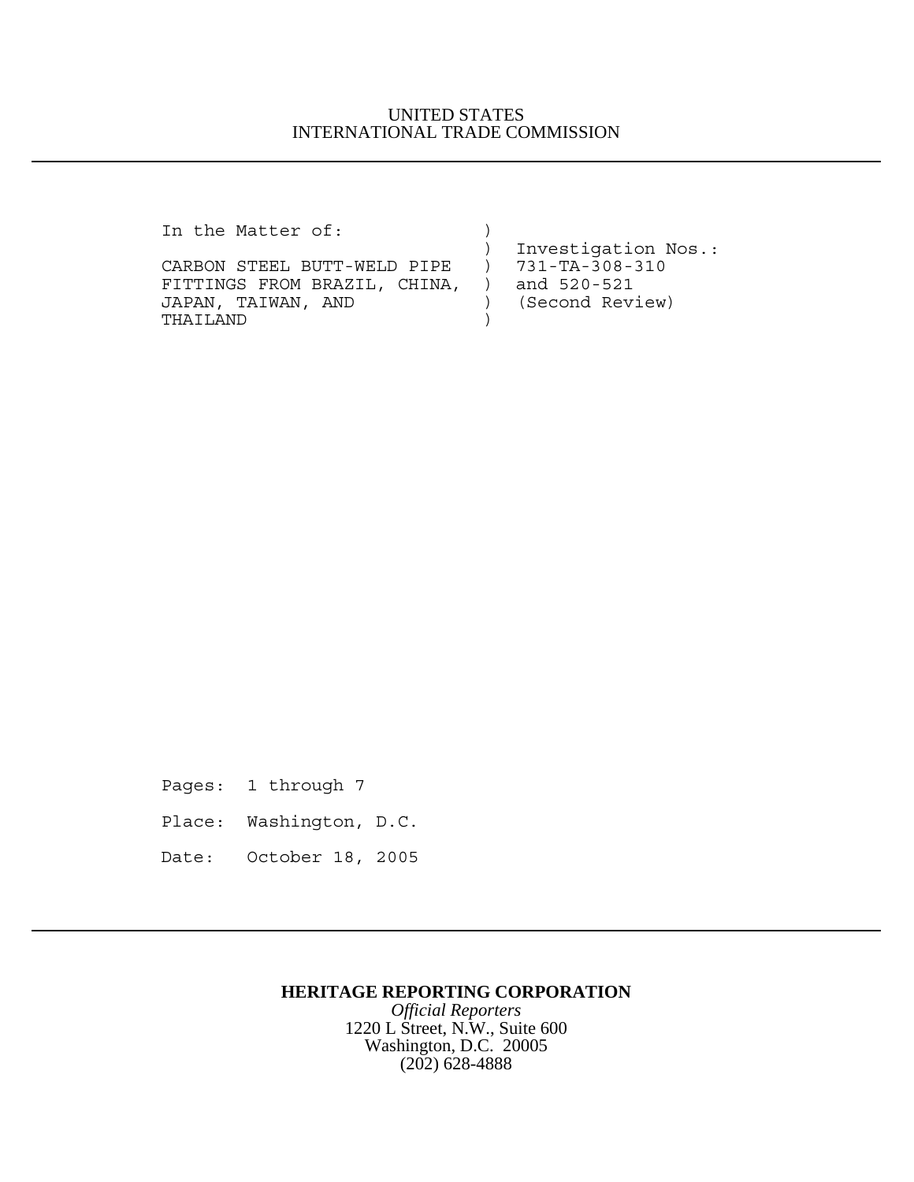UNITED STATES
INTERNATIONAL TRADE COMMISSION

---

```
In the Matter of:              )
                               )  Investigation Nos.:
CARBON STEEL BUTT-WELD PIPE    )  731-TA-308-310
FITTINGS FROM BRAZIL, CHINA,   )  and 520-521
JAPAN, TAIWAN, AND             )  (Second Review)
THAILAND                       )
```

Pages: 1 through 7

Place: Washington, D.C.

Date: October 18, 2005

---

**HERITAGE REPORTING CORPORATION**

*Official Reporters*

1220 L Street, N.W., Suite 600

Washington, D.C. 20005

(202) 628-4888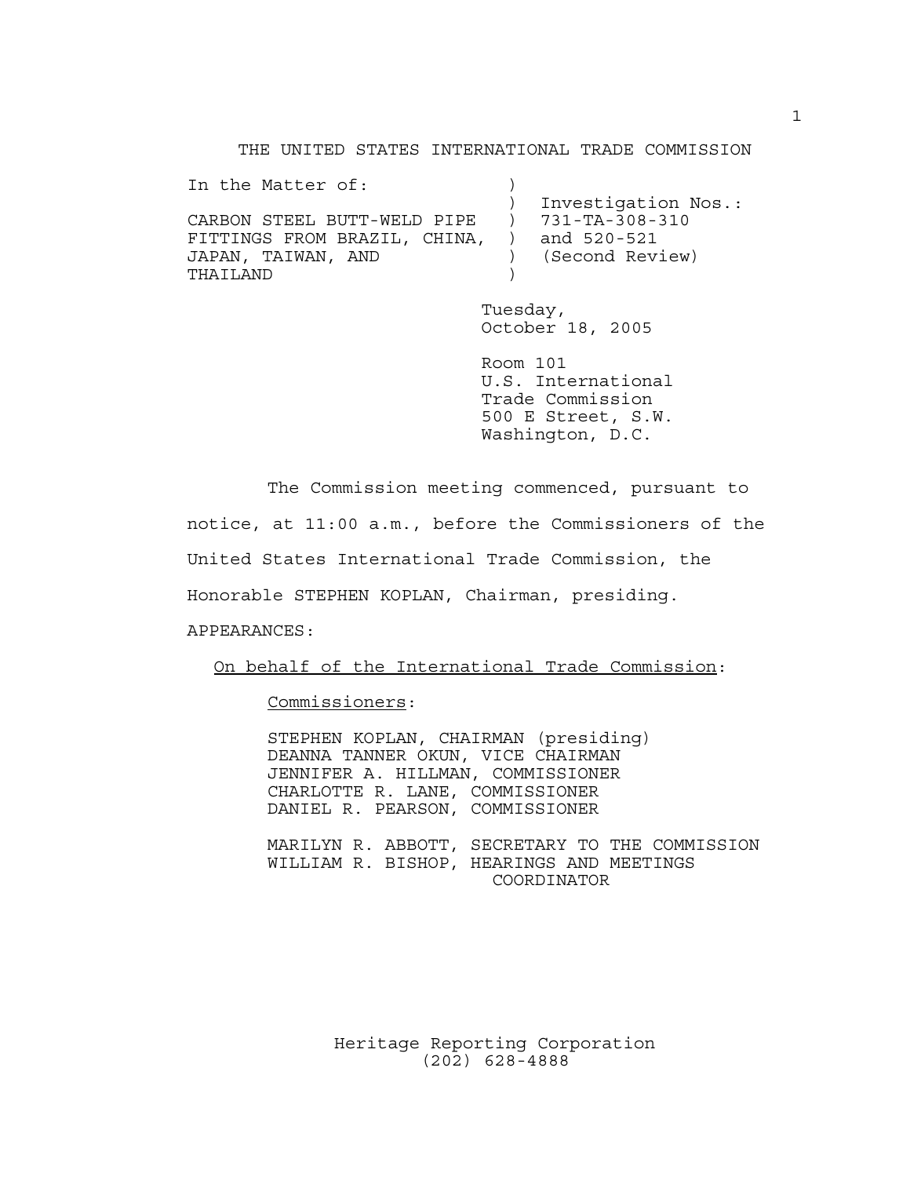THE UNITED STATES INTERNATIONAL TRADE COMMISSION

```
In the Matter of:              )
                               )  Investigation Nos.:
CARBON STEEL BUTT-WELD PIPE    )  731-TA-308-310
FITTINGS FROM BRAZIL, CHINA,   )  and 520-521
JAPAN, TAIWAN, AND             )  (Second Review)
THAILAND                       )
```

Tuesday,
October 18, 2005

Room 101
U.S. International
Trade Commission
500 E Street, S.W.
Washington, D.C.

The Commission meeting commenced, pursuant to notice, at 11:00 a.m., before the Commissioners of the United States International Trade Commission, the Honorable STEPHEN KOPLAN, Chairman, presiding.

APPEARANCES:

On behalf of the International Trade Commission:

Commissioners:

STEPHEN KOPLAN, CHAIRMAN (presiding)
DEANNA TANNER OKUN, VICE CHAIRMAN
JENNIFER A. HILLMAN, COMMISSIONER
CHARLOTTE R. LANE, COMMISSIONER
DANIEL R. PEARSON, COMMISSIONER

MARILYN R. ABBOTT, SECRETARY TO THE COMMISSION
WILLIAM R. BISHOP, HEARINGS AND MEETINGS COORDINATOR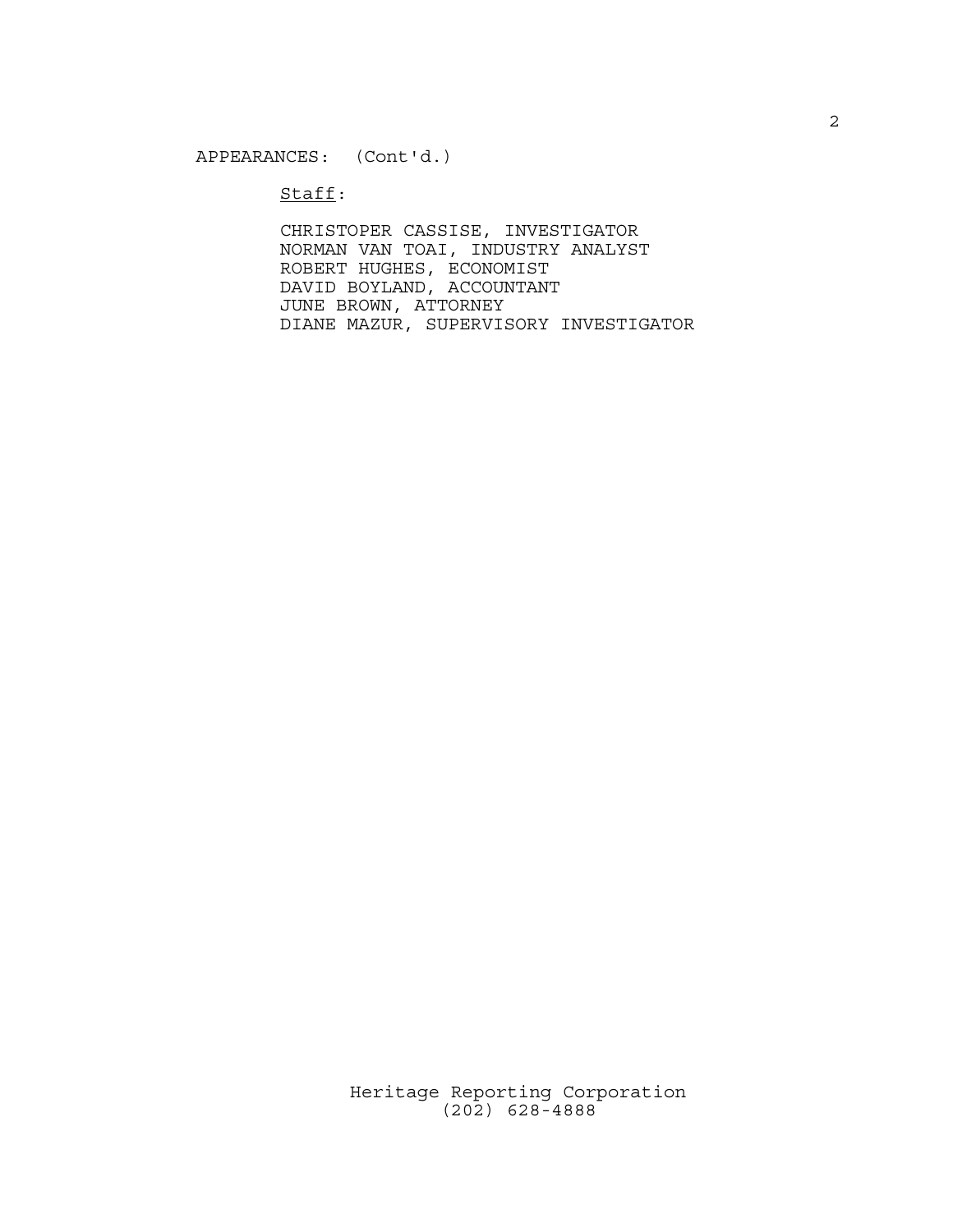APPEARANCES: (Cont'd.)

Staff:

CHRISTOPER CASSISE, INVESTIGATOR
NORMAN VAN TOAI, INDUSTRY ANALYST
ROBERT HUGHES, ECONOMIST
DAVID BOYLAND, ACCOUNTANT
JUNE BROWN, ATTORNEY
DIANE MAZUR, SUPERVISORY INVESTIGATOR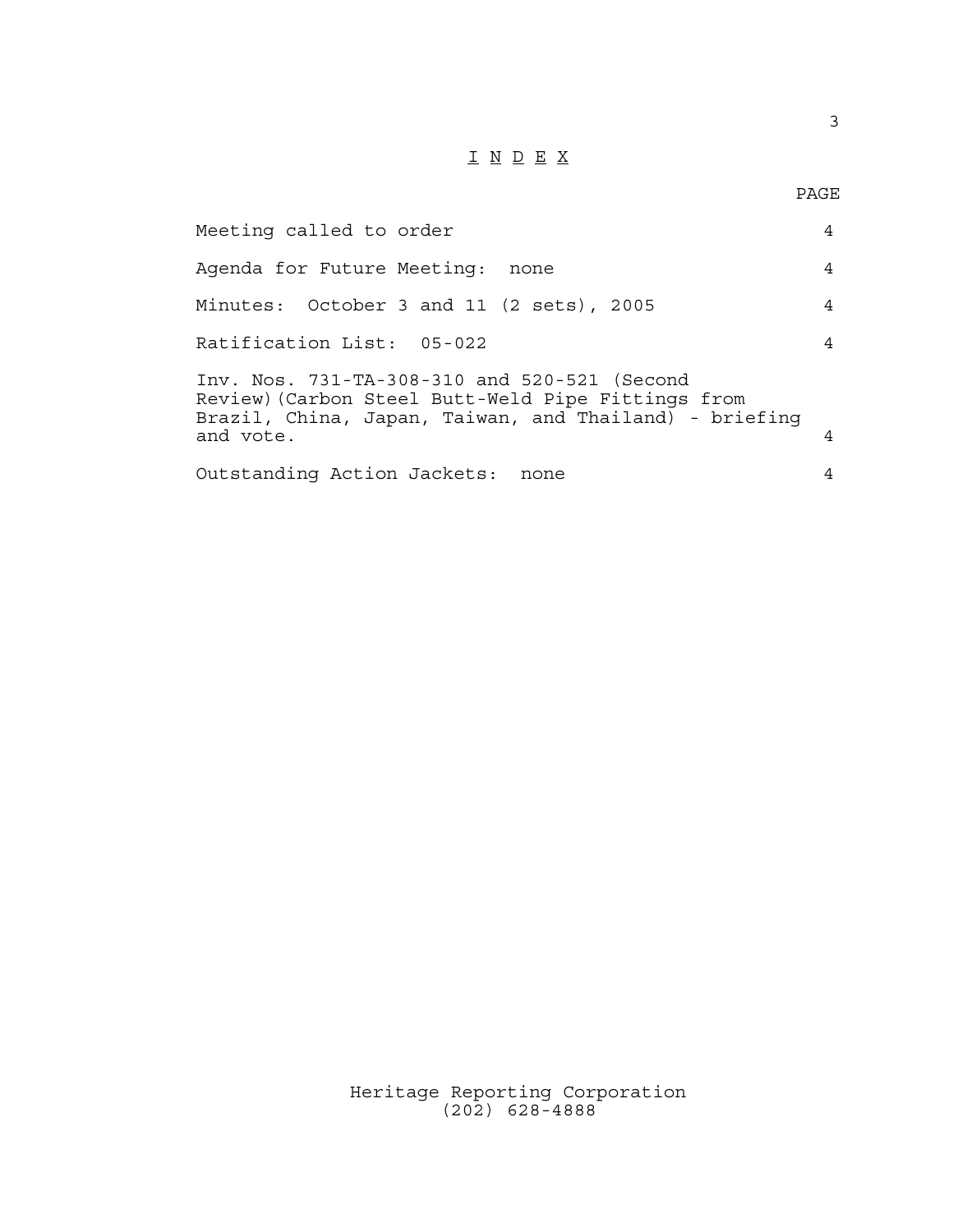# I N D E X

| | PAGE |
| --- | --- |
| Meeting called to order | 4 |
| Agenda for Future Meeting: none | 4 |
| Minutes: October 3 and 11 (2 sets), 2005 | 4 |
| Ratification List: 05-022 | 4 |
| Inv. Nos. 731-TA-308-310 and 520-521 (Second Review)(Carbon Steel Butt-Weld Pipe Fittings from Brazil, China, Japan, Taiwan, and Thailand) - briefing and vote. | 4 |
| Outstanding Action Jackets: none | 4 |

Heritage Reporting Corporation
(202) 628-4888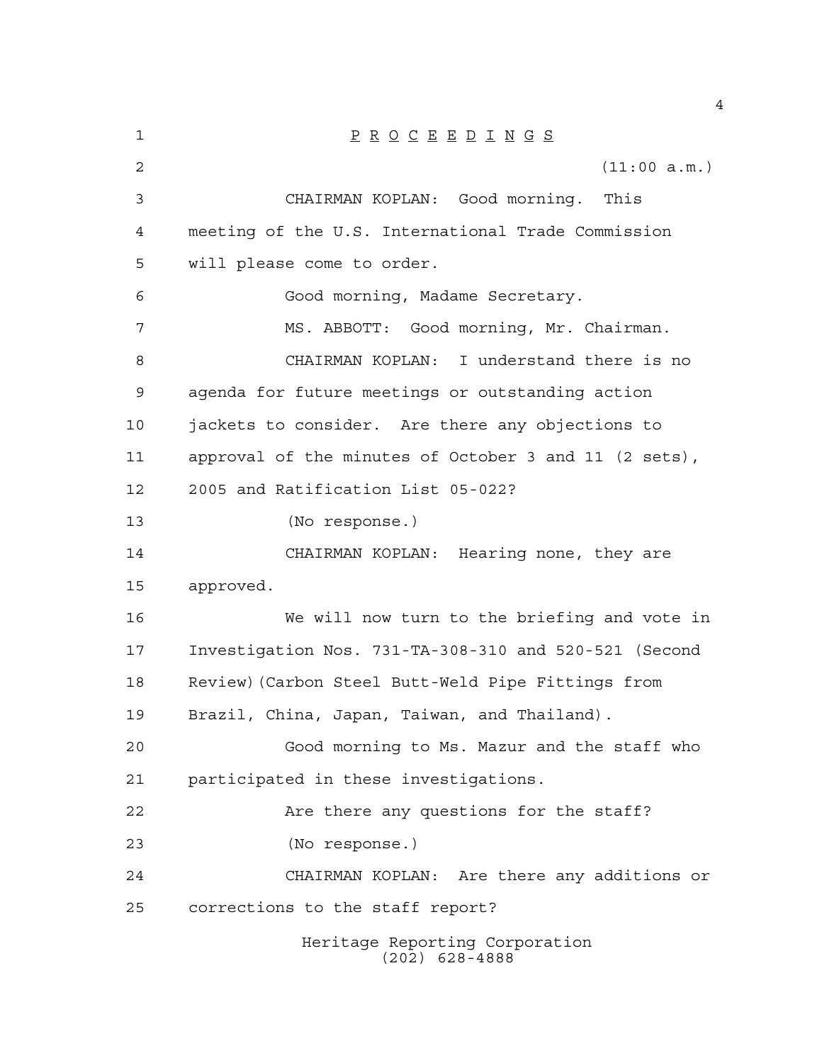P R O C E E D I N G S

(11:00 a.m.)

CHAIRMAN KOPLAN: Good morning. This meeting of the U.S. International Trade Commission will please come to order.

Good morning, Madame Secretary.

MS. ABBOTT: Good morning, Mr. Chairman.

CHAIRMAN KOPLAN: I understand there is no agenda for future meetings or outstanding action jackets to consider. Are there any objections to approval of the minutes of October 3 and 11 (2 sets), 2005 and Ratification List 05-022?

(No response.)

CHAIRMAN KOPLAN: Hearing none, they are approved.

We will now turn to the briefing and vote in Investigation Nos. 731-TA-308-310 and 520-521 (Second Review)(Carbon Steel Butt-Weld Pipe Fittings from Brazil, China, Japan, Taiwan, and Thailand).

Good morning to Ms. Mazur and the staff who participated in these investigations.

Are there any questions for the staff?

(No response.)

CHAIRMAN KOPLAN: Are there any additions or corrections to the staff report?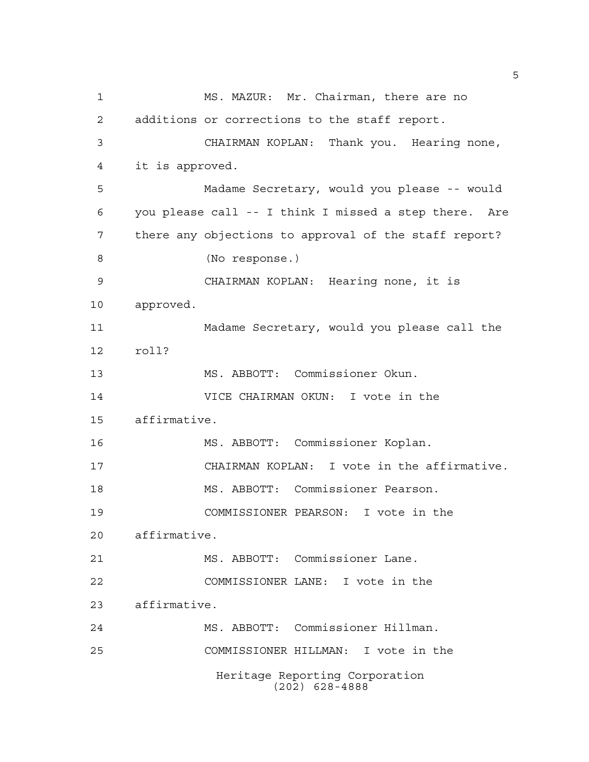MS. MAZUR: Mr. Chairman, there are no additions or corrections to the staff report.

CHAIRMAN KOPLAN: Thank you. Hearing none, it is approved.

Madame Secretary, would you please -- would you please call -- I think I missed a step there. Are there any objections to approval of the staff report?

(No response.)

CHAIRMAN KOPLAN: Hearing none, it is approved.

Madame Secretary, would you please call the roll?

MS. ABBOTT: Commissioner Okun.

VICE CHAIRMAN OKUN: I vote in the affirmative.

MS. ABBOTT: Commissioner Koplan.

CHAIRMAN KOPLAN: I vote in the affirmative.

MS. ABBOTT: Commissioner Pearson.

COMMISSIONER PEARSON: I vote in the affirmative.

MS. ABBOTT: Commissioner Lane.

COMMISSIONER LANE: I vote in the affirmative.

MS. ABBOTT: Commissioner Hillman.

COMMISSIONER HILLMAN: I vote in the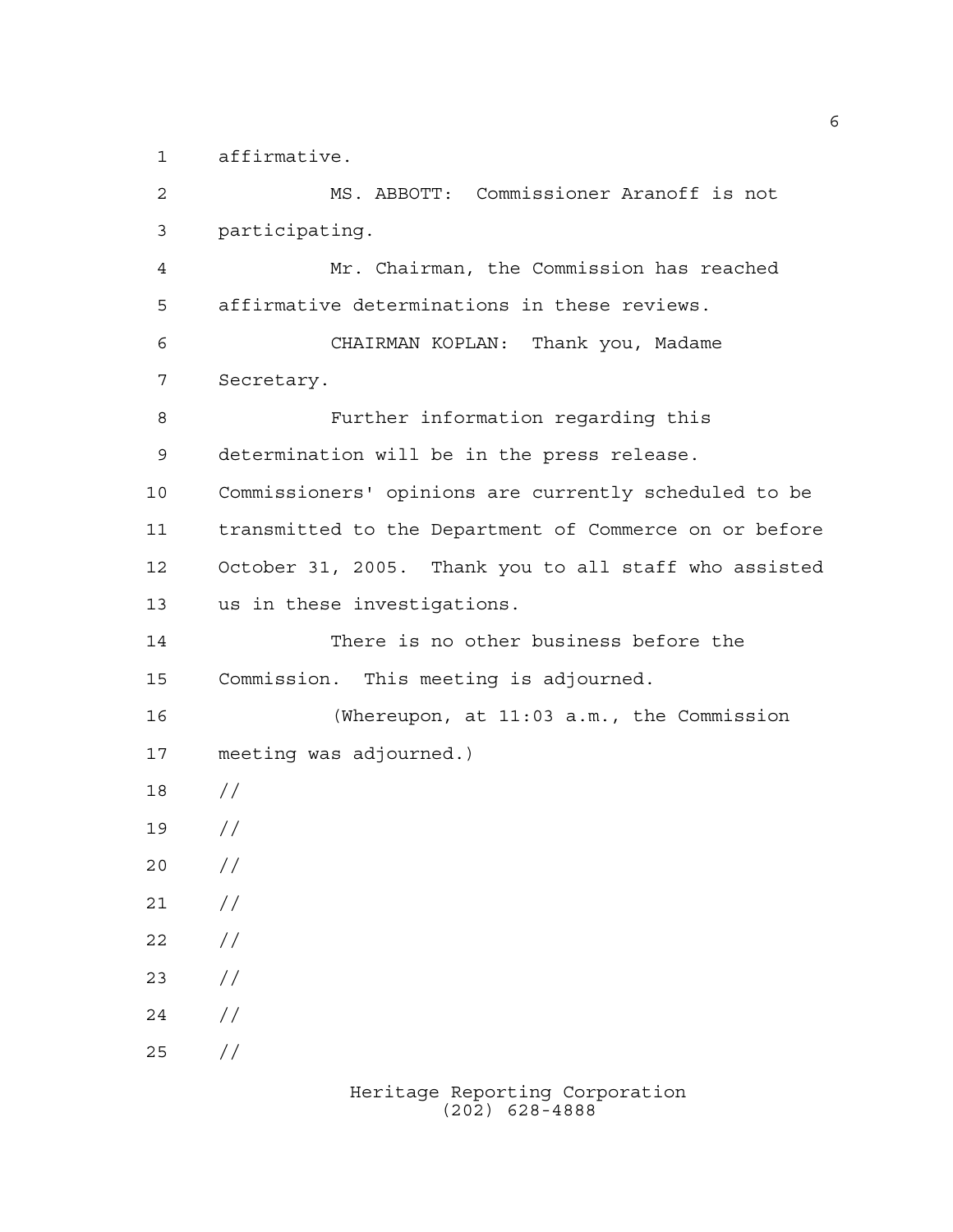affirmative.

MS. ABBOTT: Commissioner Aranoff is not participating.

Mr. Chairman, the Commission has reached affirmative determinations in these reviews.

CHAIRMAN KOPLAN: Thank you, Madame Secretary.

Further information regarding this determination will be in the press release. Commissioners' opinions are currently scheduled to be transmitted to the Department of Commerce on or before October 31, 2005. Thank you to all staff who assisted us in these investigations.

There is no other business before the Commission. This meeting is adjourned.

(Whereupon, at 11:03 a.m., the Commission meeting was adjourned.)

//

//

//

//

//

//

//

//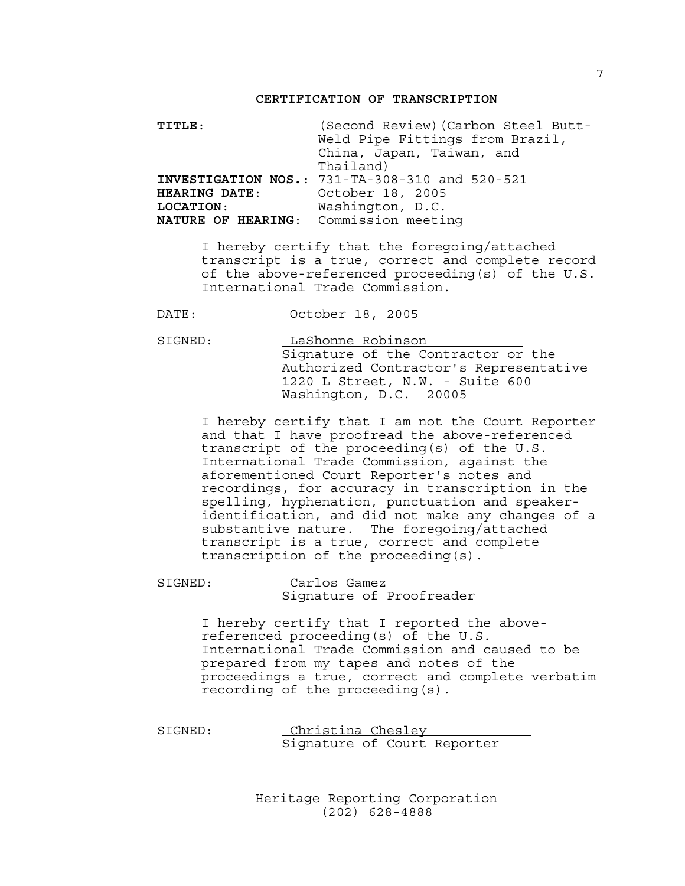## CERTIFICATION OF TRANSCRIPTION

**TITLE**: (Second Review)(Carbon Steel Butt-Weld Pipe Fittings from Brazil, China, Japan, Taiwan, and Thailand)

**INVESTIGATION NOS.**: 731-TA-308-310 and 520-521

**HEARING DATE**: October 18, 2005

**LOCATION**: Washington, D.C.

**NATURE OF HEARING**: Commission meeting

I hereby certify that the foregoing/attached transcript is a true, correct and complete record of the above-referenced proceeding(s) of the U.S. International Trade Commission.

DATE: October 18, 2005

SIGNED: LaShonne Robinson
Signature of the Contractor or the Authorized Contractor's Representative
1220 L Street, N.W. - Suite 600
Washington, D.C. 20005

I hereby certify that I am not the Court Reporter and that I have proofread the above-referenced transcript of the proceeding(s) of the U.S. International Trade Commission, against the aforementioned Court Reporter's notes and recordings, for accuracy in transcription in the spelling, hyphenation, punctuation and speaker-identification, and did not make any changes of a substantive nature. The foregoing/attached transcript is a true, correct and complete transcription of the proceeding(s).

SIGNED: Carlos Gamez
Signature of Proofreader

I hereby certify that I reported the above-referenced proceeding(s) of the U.S. International Trade Commission and caused to be prepared from my tapes and notes of the proceedings a true, correct and complete verbatim recording of the proceeding(s).

SIGNED: Christina Chesley
Signature of Court Reporter